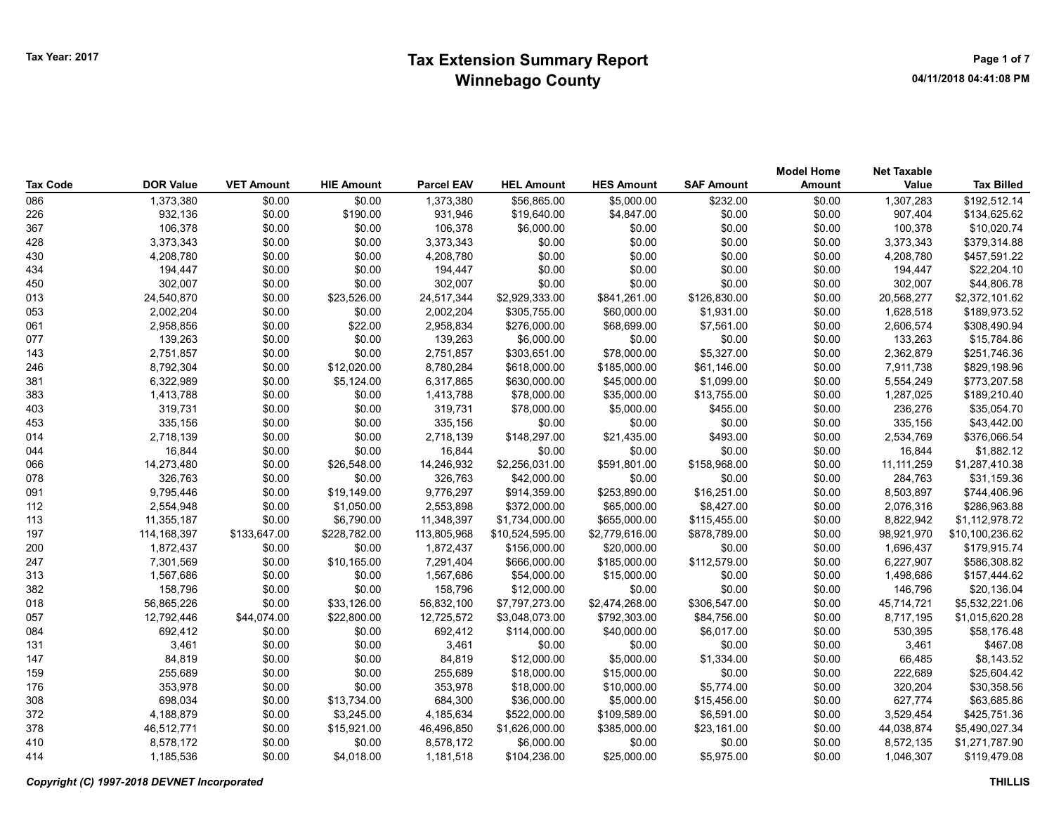# Tax Extension Summary Report
## Winnebago County

Tax Year: 2017

04/11/2018 04:41:08 PM

| Tax Code | DOR Value | VET Amount | HIE Amount | Parcel EAV | HEL Amount | HES Amount | SAF Amount | Model Home Amount | Net Taxable Value | Tax Billed |
|---|---|---|---|---|---|---|---|---|---|---|
| 086 | 1,373,380 | $0.00 | $0.00 | 1,373,380 | $56,865.00 | $5,000.00 | $232.00 | $0.00 | 1,307,283 | $192,512.14 |
| 226 | 932,136 | $0.00 | $190.00 | 931,946 | $19,640.00 | $4,847.00 | $0.00 | $0.00 | 907,404 | $134,625.62 |
| 367 | 106,378 | $0.00 | $0.00 | 106,378 | $6,000.00 | $0.00 | $0.00 | $0.00 | 100,378 | $10,020.74 |
| 428 | 3,373,343 | $0.00 | $0.00 | 3,373,343 | $0.00 | $0.00 | $0.00 | $0.00 | 3,373,343 | $379,314.88 |
| 430 | 4,208,780 | $0.00 | $0.00 | 4,208,780 | $0.00 | $0.00 | $0.00 | $0.00 | 4,208,780 | $457,591.22 |
| 434 | 194,447 | $0.00 | $0.00 | 194,447 | $0.00 | $0.00 | $0.00 | $0.00 | 194,447 | $22,204.10 |
| 450 | 302,007 | $0.00 | $0.00 | 302,007 | $0.00 | $0.00 | $0.00 | $0.00 | 302,007 | $44,806.78 |
| 013 | 24,540,870 | $0.00 | $23,526.00 | 24,517,344 | $2,929,333.00 | $841,261.00 | $126,830.00 | $0.00 | 20,568,277 | $2,372,101.62 |
| 053 | 2,002,204 | $0.00 | $0.00 | 2,002,204 | $305,755.00 | $60,000.00 | $1,931.00 | $0.00 | 1,628,518 | $189,973.52 |
| 061 | 2,958,856 | $0.00 | $22.00 | 2,958,834 | $276,000.00 | $68,699.00 | $7,561.00 | $0.00 | 2,606,574 | $308,490.94 |
| 077 | 139,263 | $0.00 | $0.00 | 139,263 | $6,000.00 | $0.00 | $0.00 | $0.00 | 133,263 | $15,784.86 |
| 143 | 2,751,857 | $0.00 | $0.00 | 2,751,857 | $303,651.00 | $78,000.00 | $5,327.00 | $0.00 | 2,362,879 | $251,746.36 |
| 246 | 8,792,304 | $0.00 | $12,020.00 | 8,780,284 | $618,000.00 | $185,000.00 | $61,146.00 | $0.00 | 7,911,738 | $829,198.96 |
| 381 | 6,322,989 | $0.00 | $5,124.00 | 6,317,865 | $630,000.00 | $45,000.00 | $1,099.00 | $0.00 | 5,554,249 | $773,207.58 |
| 383 | 1,413,788 | $0.00 | $0.00 | 1,413,788 | $78,000.00 | $35,000.00 | $13,755.00 | $0.00 | 1,287,025 | $189,210.40 |
| 403 | 319,731 | $0.00 | $0.00 | 319,731 | $78,000.00 | $5,000.00 | $455.00 | $0.00 | 236,276 | $35,054.70 |
| 453 | 335,156 | $0.00 | $0.00 | 335,156 | $0.00 | $0.00 | $0.00 | $0.00 | 335,156 | $43,442.00 |
| 014 | 2,718,139 | $0.00 | $0.00 | 2,718,139 | $148,297.00 | $21,435.00 | $493.00 | $0.00 | 2,534,769 | $376,066.54 |
| 044 | 16,844 | $0.00 | $0.00 | 16,844 | $0.00 | $0.00 | $0.00 | $0.00 | 16,844 | $1,882.12 |
| 066 | 14,273,480 | $0.00 | $26,548.00 | 14,246,932 | $2,256,031.00 | $591,801.00 | $158,968.00 | $0.00 | 11,111,259 | $1,287,410.38 |
| 078 | 326,763 | $0.00 | $0.00 | 326,763 | $42,000.00 | $0.00 | $0.00 | $0.00 | 284,763 | $31,159.36 |
| 091 | 9,795,446 | $0.00 | $19,149.00 | 9,776,297 | $914,359.00 | $253,890.00 | $16,251.00 | $0.00 | 8,503,897 | $744,406.96 |
| 112 | 2,554,948 | $0.00 | $1,050.00 | 2,553,898 | $372,000.00 | $65,000.00 | $8,427.00 | $0.00 | 2,076,316 | $286,963.88 |
| 113 | 11,355,187 | $0.00 | $6,790.00 | 11,348,397 | $1,734,000.00 | $655,000.00 | $115,455.00 | $0.00 | 8,822,942 | $1,112,978.72 |
| 197 | 114,168,397 | $133,647.00 | $228,782.00 | 113,805,968 | $10,524,595.00 | $2,779,616.00 | $878,789.00 | $0.00 | 98,921,970 | $10,100,236.62 |
| 200 | 1,872,437 | $0.00 | $0.00 | 1,872,437 | $156,000.00 | $20,000.00 | $0.00 | $0.00 | 1,696,437 | $179,915.74 |
| 247 | 7,301,569 | $0.00 | $10,165.00 | 7,291,404 | $666,000.00 | $185,000.00 | $112,579.00 | $0.00 | 6,227,907 | $586,308.82 |
| 313 | 1,567,686 | $0.00 | $0.00 | 1,567,686 | $54,000.00 | $15,000.00 | $0.00 | $0.00 | 1,498,686 | $157,444.62 |
| 382 | 158,796 | $0.00 | $0.00 | 158,796 | $12,000.00 | $0.00 | $0.00 | $0.00 | 146,796 | $20,136.04 |
| 018 | 56,865,226 | $0.00 | $33,126.00 | 56,832,100 | $7,797,273.00 | $2,474,268.00 | $306,547.00 | $0.00 | 45,714,721 | $5,532,221.06 |
| 057 | 12,792,446 | $44,074.00 | $22,800.00 | 12,725,572 | $3,048,073.00 | $792,303.00 | $84,756.00 | $0.00 | 8,717,195 | $1,015,620.28 |
| 084 | 692,412 | $0.00 | $0.00 | 692,412 | $114,000.00 | $40,000.00 | $6,017.00 | $0.00 | 530,395 | $58,176.48 |
| 131 | 3,461 | $0.00 | $0.00 | 3,461 | $0.00 | $0.00 | $0.00 | $0.00 | 3,461 | $467.08 |
| 147 | 84,819 | $0.00 | $0.00 | 84,819 | $12,000.00 | $5,000.00 | $1,334.00 | $0.00 | 66,485 | $8,143.52 |
| 159 | 255,689 | $0.00 | $0.00 | 255,689 | $18,000.00 | $15,000.00 | $0.00 | $0.00 | 222,689 | $25,604.42 |
| 176 | 353,978 | $0.00 | $0.00 | 353,978 | $18,000.00 | $10,000.00 | $5,774.00 | $0.00 | 320,204 | $30,358.56 |
| 308 | 698,034 | $0.00 | $13,734.00 | 684,300 | $36,000.00 | $5,000.00 | $15,456.00 | $0.00 | 627,774 | $63,685.86 |
| 372 | 4,188,879 | $0.00 | $3,245.00 | 4,185,634 | $522,000.00 | $109,589.00 | $6,591.00 | $0.00 | 3,529,454 | $425,751.36 |
| 378 | 46,512,771 | $0.00 | $15,921.00 | 46,496,850 | $1,626,000.00 | $385,000.00 | $23,161.00 | $0.00 | 44,038,874 | $5,490,027.34 |
| 410 | 8,578,172 | $0.00 | $0.00 | 8,578,172 | $6,000.00 | $0.00 | $0.00 | $0.00 | 8,572,135 | $1,271,787.90 |
| 414 | 1,185,536 | $0.00 | $4,018.00 | 1,181,518 | $104,236.00 | $25,000.00 | $5,975.00 | $0.00 | 1,046,307 | $119,479.08 |

*Copyright (C) 1997-2018 DEVNET Incorporated*

THILLIS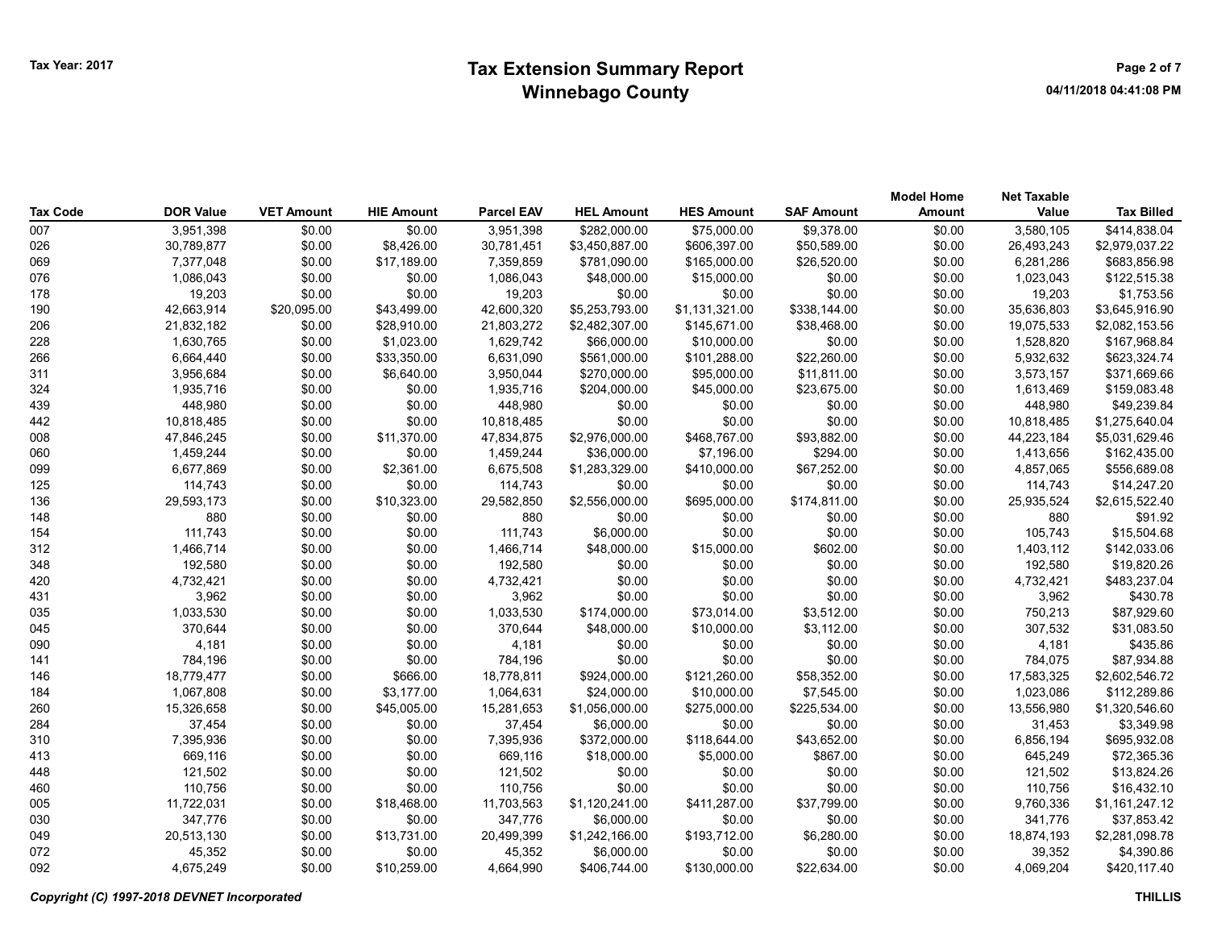Tax Year: 2017

# Tax Extension Summary Report
## Winnebago County

04/11/2018 04:41:08 PM

| Tax Code | DOR Value | VET Amount | HIE Amount | Parcel EAV | HEL Amount | HES Amount | SAF Amount | Model Home Amount | Net Taxable Value | Tax Billed |
|---|---|---|---|---|---|---|---|---|---|---|
| 007 | 3,951,398 | $0.00 | $0.00 | 3,951,398 | $282,000.00 | $75,000.00 | $9,378.00 | $0.00 | 3,580,105 | $414,838.04 |
| 026 | 30,789,877 | $0.00 | $8,426.00 | 30,781,451 | $3,450,887.00 | $606,397.00 | $50,589.00 | $0.00 | 26,493,243 | $2,979,037.22 |
| 069 | 7,377,048 | $0.00 | $17,189.00 | 7,359,859 | $781,090.00 | $165,000.00 | $26,520.00 | $0.00 | 6,281,286 | $683,856.98 |
| 076 | 1,086,043 | $0.00 | $0.00 | 1,086,043 | $48,000.00 | $15,000.00 | $0.00 | $0.00 | 1,023,043 | $122,515.38 |
| 178 | 19,203 | $0.00 | $0.00 | 19,203 | $0.00 | $0.00 | $0.00 | $0.00 | 19,203 | $1,753.56 |
| 190 | 42,663,914 | $20,095.00 | $43,499.00 | 42,600,320 | $5,253,793.00 | $1,131,321.00 | $338,144.00 | $0.00 | 35,636,803 | $3,645,916.90 |
| 206 | 21,832,182 | $0.00 | $28,910.00 | 21,803,272 | $2,482,307.00 | $145,671.00 | $38,468.00 | $0.00 | 19,075,533 | $2,082,153.56 |
| 228 | 1,630,765 | $0.00 | $1,023.00 | 1,629,742 | $66,000.00 | $10,000.00 | $0.00 | $0.00 | 1,528,820 | $167,968.84 |
| 266 | 6,664,440 | $0.00 | $33,350.00 | 6,631,090 | $561,000.00 | $101,288.00 | $22,260.00 | $0.00 | 5,932,632 | $623,324.74 |
| 311 | 3,956,684 | $0.00 | $6,640.00 | 3,950,044 | $270,000.00 | $95,000.00 | $11,811.00 | $0.00 | 3,573,157 | $371,669.66 |
| 324 | 1,935,716 | $0.00 | $0.00 | 1,935,716 | $204,000.00 | $45,000.00 | $23,675.00 | $0.00 | 1,613,469 | $159,083.48 |
| 439 | 448,980 | $0.00 | $0.00 | 448,980 | $0.00 | $0.00 | $0.00 | $0.00 | 448,980 | $49,239.84 |
| 442 | 10,818,485 | $0.00 | $0.00 | 10,818,485 | $0.00 | $0.00 | $0.00 | $0.00 | 10,818,485 | $1,275,640.04 |
| 008 | 47,846,245 | $0.00 | $11,370.00 | 47,834,875 | $2,976,000.00 | $468,767.00 | $93,882.00 | $0.00 | 44,223,184 | $5,031,629.46 |
| 060 | 1,459,244 | $0.00 | $0.00 | 1,459,244 | $36,000.00 | $7,196.00 | $294.00 | $0.00 | 1,413,656 | $162,435.00 |
| 099 | 6,677,869 | $0.00 | $2,361.00 | 6,675,508 | $1,283,329.00 | $410,000.00 | $67,252.00 | $0.00 | 4,857,065 | $556,689.08 |
| 125 | 114,743 | $0.00 | $0.00 | 114,743 | $0.00 | $0.00 | $0.00 | $0.00 | 114,743 | $14,247.20 |
| 136 | 29,593,173 | $0.00 | $10,323.00 | 29,582,850 | $2,556,000.00 | $695,000.00 | $174,811.00 | $0.00 | 25,935,524 | $2,615,522.40 |
| 148 | 880 | $0.00 | $0.00 | 880 | $0.00 | $0.00 | $0.00 | $0.00 | 880 | $91.92 |
| 154 | 111,743 | $0.00 | $0.00 | 111,743 | $6,000.00 | $0.00 | $0.00 | $0.00 | 105,743 | $15,504.68 |
| 312 | 1,466,714 | $0.00 | $0.00 | 1,466,714 | $48,000.00 | $15,000.00 | $602.00 | $0.00 | 1,403,112 | $142,033.06 |
| 348 | 192,580 | $0.00 | $0.00 | 192,580 | $0.00 | $0.00 | $0.00 | $0.00 | 192,580 | $19,820.26 |
| 420 | 4,732,421 | $0.00 | $0.00 | 4,732,421 | $0.00 | $0.00 | $0.00 | $0.00 | 4,732,421 | $483,237.04 |
| 431 | 3,962 | $0.00 | $0.00 | 3,962 | $0.00 | $0.00 | $0.00 | $0.00 | 3,962 | $430.78 |
| 035 | 1,033,530 | $0.00 | $0.00 | 1,033,530 | $174,000.00 | $73,014.00 | $3,512.00 | $0.00 | 750,213 | $87,929.60 |
| 045 | 370,644 | $0.00 | $0.00 | 370,644 | $48,000.00 | $10,000.00 | $3,112.00 | $0.00 | 307,532 | $31,083.50 |
| 090 | 4,181 | $0.00 | $0.00 | 4,181 | $0.00 | $0.00 | $0.00 | $0.00 | 4,181 | $435.86 |
| 141 | 784,196 | $0.00 | $0.00 | 784,196 | $0.00 | $0.00 | $0.00 | $0.00 | 784,075 | $87,934.88 |
| 146 | 18,779,477 | $0.00 | $666.00 | 18,778,811 | $924,000.00 | $121,260.00 | $58,352.00 | $0.00 | 17,583,325 | $2,602,546.72 |
| 184 | 1,067,808 | $0.00 | $3,177.00 | 1,064,631 | $24,000.00 | $10,000.00 | $7,545.00 | $0.00 | 1,023,086 | $112,289.86 |
| 260 | 15,326,658 | $0.00 | $45,005.00 | 15,281,653 | $1,056,000.00 | $275,000.00 | $225,534.00 | $0.00 | 13,556,980 | $1,320,546.60 |
| 284 | 37,454 | $0.00 | $0.00 | 37,454 | $6,000.00 | $0.00 | $0.00 | $0.00 | 31,453 | $3,349.98 |
| 310 | 7,395,936 | $0.00 | $0.00 | 7,395,936 | $372,000.00 | $118,644.00 | $43,652.00 | $0.00 | 6,856,194 | $695,932.08 |
| 413 | 669,116 | $0.00 | $0.00 | 669,116 | $18,000.00 | $5,000.00 | $867.00 | $0.00 | 645,249 | $72,365.36 |
| 448 | 121,502 | $0.00 | $0.00 | 121,502 | $0.00 | $0.00 | $0.00 | $0.00 | 121,502 | $13,824.26 |
| 460 | 110,756 | $0.00 | $0.00 | 110,756 | $0.00 | $0.00 | $0.00 | $0.00 | 110,756 | $16,432.10 |
| 005 | 11,722,031 | $0.00 | $18,468.00 | 11,703,563 | $1,120,241.00 | $411,287.00 | $37,799.00 | $0.00 | 9,760,336 | $1,161,247.12 |
| 030 | 347,776 | $0.00 | $0.00 | 347,776 | $6,000.00 | $0.00 | $0.00 | $0.00 | 341,776 | $37,853.42 |
| 049 | 20,513,130 | $0.00 | $13,731.00 | 20,499,399 | $1,242,166.00 | $193,712.00 | $6,280.00 | $0.00 | 18,874,193 | $2,281,098.78 |
| 072 | 45,352 | $0.00 | $0.00 | 45,352 | $6,000.00 | $0.00 | $0.00 | $0.00 | 39,352 | $4,390.86 |
| 092 | 4,675,249 | $0.00 | $10,259.00 | 4,664,990 | $406,744.00 | $130,000.00 | $22,634.00 | $0.00 | 4,069,204 | $420,117.40 |

*Copyright (C) 1997-2018 DEVNET Incorporated* THILLIS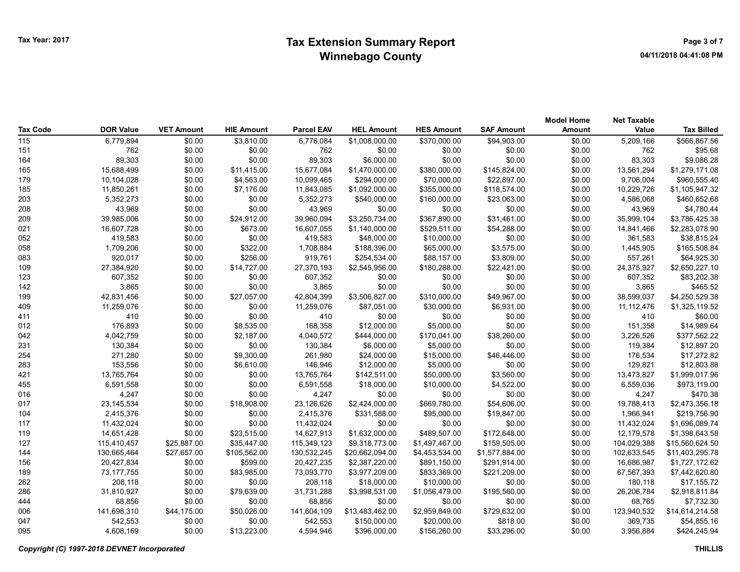# Tax Extension Summary Report
## Winnebago County

Tax Year: 2017

| Tax Code | DOR Value | VET Amount | HIE Amount | Parcel EAV | HEL Amount | HES Amount | SAF Amount | Model Home Amount | Net Taxable Value | Tax Billed |
|---|---|---|---|---|---|---|---|---|---|---|
| 115 | 6,779,894 | $0.00 | $3,810.00 | 6,776,084 | $1,008,000.00 | $370,000.00 | $94,903.00 | $0.00 | 5,209,166 | $566,867.56 |
| 151 | 762 | $0.00 | $0.00 | 762 | $0.00 | $0.00 | $0.00 | $0.00 | 762 | $95.68 |
| 164 | 89,303 | $0.00 | $0.00 | 89,303 | $6,000.00 | $0.00 | $0.00 | $0.00 | 83,303 | $9,086.28 |
| 165 | 15,688,499 | $0.00 | $11,415.00 | 15,677,084 | $1,470,000.00 | $380,000.00 | $145,824.00 | $0.00 | 13,561,294 | $1,279,171.08 |
| 179 | 10,104,028 | $0.00 | $4,563.00 | 10,099,465 | $294,000.00 | $70,000.00 | $22,897.00 | $0.00 | 9,706,004 | $960,555.40 |
| 185 | 11,850,261 | $0.00 | $7,176.00 | 11,843,085 | $1,092,000.00 | $355,000.00 | $118,574.00 | $0.00 | 10,229,726 | $1,105,947.32 |
| 203 | 5,352,273 | $0.00 | $0.00 | 5,352,273 | $540,000.00 | $160,000.00 | $23,063.00 | $0.00 | 4,586,068 | $460,652.68 |
| 208 | 43,969 | $0.00 | $0.00 | 43,969 | $0.00 | $0.00 | $0.00 | $0.00 | 43,969 | $4,780.44 |
| 209 | 39,985,006 | $0.00 | $24,912.00 | 39,960,094 | $3,250,734.00 | $367,890.00 | $31,461.00 | $0.00 | 35,999,104 | $3,786,425.38 |
| 021 | 16,607,728 | $0.00 | $673.00 | 16,607,055 | $1,140,000.00 | $529,511.00 | $54,288.00 | $0.00 | 14,841,466 | $2,283,078.90 |
| 052 | 419,583 | $0.00 | $0.00 | 419,583 | $48,000.00 | $10,000.00 | $0.00 | $0.00 | 361,583 | $38,815.24 |
| 058 | 1,709,206 | $0.00 | $322.00 | 1,708,884 | $188,396.00 | $65,000.00 | $3,575.00 | $0.00 | 1,445,905 | $165,508.84 |
| 083 | 920,017 | $0.00 | $256.00 | 919,761 | $254,534.00 | $88,157.00 | $3,809.00 | $0.00 | 557,261 | $64,925.30 |
| 109 | 27,384,920 | $0.00 | $14,727.00 | 27,370,193 | $2,545,956.00 | $180,288.00 | $22,421.00 | $0.00 | 24,375,927 | $2,650,227.10 |
| 123 | 607,352 | $0.00 | $0.00 | 607,352 | $0.00 | $0.00 | $0.00 | $0.00 | 607,352 | $83,202.38 |
| 142 | 3,865 | $0.00 | $0.00 | 3,865 | $0.00 | $0.00 | $0.00 | $0.00 | 3,865 | $465.52 |
| 199 | 42,831,456 | $0.00 | $27,057.00 | 42,804,399 | $3,506,827.00 | $310,000.00 | $49,967.00 | $0.00 | 38,599,037 | $4,250,529.38 |
| 409 | 11,259,076 | $0.00 | $0.00 | 11,259,076 | $87,051.00 | $30,000.00 | $6,931.00 | $0.00 | 11,112,476 | $1,325,119.52 |
| 411 | 410 | $0.00 | $0.00 | 410 | $0.00 | $0.00 | $0.00 | $0.00 | 410 | $60.00 |
| 012 | 176,893 | $0.00 | $8,535.00 | 168,358 | $12,000.00 | $5,000.00 | $0.00 | $0.00 | 151,358 | $14,989.64 |
| 042 | 4,042,759 | $0.00 | $2,187.00 | 4,040,572 | $444,000.00 | $170,041.00 | $38,260.00 | $0.00 | 3,226,526 | $377,562.22 |
| 231 | 130,384 | $0.00 | $0.00 | 130,384 | $6,000.00 | $5,000.00 | $0.00 | $0.00 | 119,384 | $12,897.20 |
| 254 | 271,280 | $0.00 | $9,300.00 | 261,980 | $24,000.00 | $15,000.00 | $46,446.00 | $0.00 | 176,534 | $17,272.82 |
| 283 | 153,556 | $0.00 | $6,610.00 | 146,946 | $12,000.00 | $5,000.00 | $0.00 | $0.00 | 129,821 | $12,803.88 |
| 421 | 13,765,764 | $0.00 | $0.00 | 13,765,764 | $142,511.00 | $50,000.00 | $3,560.00 | $0.00 | 13,473,827 | $1,999,017.96 |
| 455 | 6,591,558 | $0.00 | $0.00 | 6,591,558 | $18,000.00 | $10,000.00 | $4,522.00 | $0.00 | 6,559,036 | $973,119.00 |
| 016 | 4,247 | $0.00 | $0.00 | 4,247 | $0.00 | $0.00 | $0.00 | $0.00 | 4,247 | $470.38 |
| 017 | 23,145,534 | $0.00 | $18,908.00 | 23,126,626 | $2,424,000.00 | $669,780.00 | $54,606.00 | $0.00 | 19,788,413 | $2,473,356.18 |
| 104 | 2,415,376 | $0.00 | $0.00 | 2,415,376 | $331,588.00 | $95,000.00 | $19,847.00 | $0.00 | 1,966,941 | $219,756.90 |
| 117 | 11,432,024 | $0.00 | $0.00 | 11,432,024 | $0.00 | $0.00 | $0.00 | $0.00 | 11,432,024 | $1,696,089.74 |
| 119 | 14,651,428 | $0.00 | $23,515.00 | 14,627,913 | $1,632,000.00 | $489,507.00 | $172,648.00 | $0.00 | 12,179,578 | $1,398,643.58 |
| 127 | 115,410,457 | $25,887.00 | $35,447.00 | 115,349,123 | $9,318,773.00 | $1,497,467.00 | $159,505.00 | $0.00 | 104,029,388 | $15,560,624.50 |
| 144 | 130,665,464 | $27,657.00 | $105,562.00 | 130,532,245 | $20,662,094.00 | $4,453,534.00 | $1,577,884.00 | $0.00 | 102,633,545 | $11,403,295.78 |
| 156 | 20,427,834 | $0.00 | $599.00 | 20,427,235 | $2,387,220.00 | $891,150.00 | $291,914.00 | $0.00 | 16,686,987 | $1,727,172.62 |
| 189 | 73,177,755 | $0.00 | $83,985.00 | 73,093,770 | $3,977,209.00 | $833,369.00 | $221,209.00 | $0.00 | 67,567,393 | $7,442,620.80 |
| 262 | 208,118 | $0.00 | $0.00 | 208,118 | $18,000.00 | $10,000.00 | $0.00 | $0.00 | 180,118 | $17,155.72 |
| 286 | 31,810,927 | $0.00 | $79,639.00 | 31,731,288 | $3,998,531.00 | $1,056,479.00 | $195,560.00 | $0.00 | 26,206,784 | $2,918,811.84 |
| 444 | 68,856 | $0.00 | $0.00 | 68,856 | $0.00 | $0.00 | $0.00 | $0.00 | 68,765 | $7,732.30 |
| 006 | 141,698,310 | $44,175.00 | $50,026.00 | 141,604,109 | $13,483,462.00 | $2,959,849.00 | $729,632.00 | $0.00 | 123,940,532 | $14,614,214.58 |
| 047 | 542,553 | $0.00 | $0.00 | 542,553 | $150,000.00 | $20,000.00 | $818.00 | $0.00 | 369,735 | $54,855.16 |
| 095 | 4,608,169 | $0.00 | $13,223.00 | 4,594,946 | $396,000.00 | $156,260.00 | $33,296.00 | $0.00 | 3,956,884 | $424,245.94 |

*Copyright (C) 1997-2018 DEVNET Incorporated*

THILLIS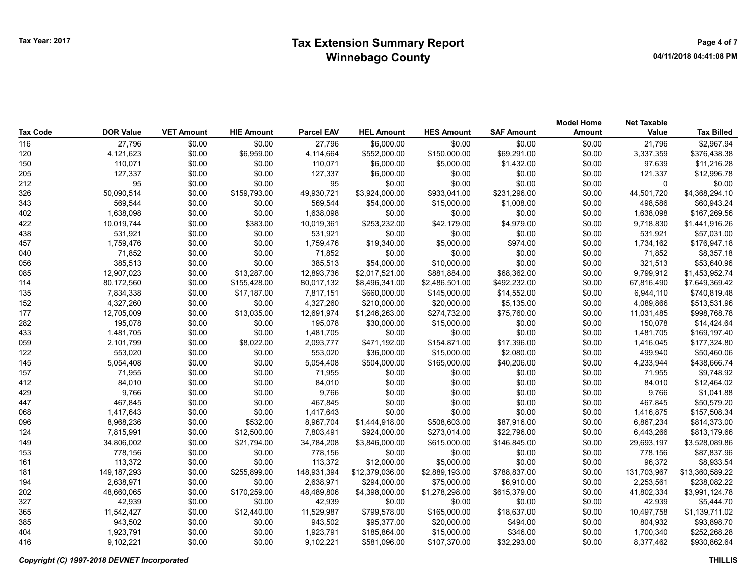# Tax Extension Summary Report
## Winnebago County

Tax Year: 2017

04/11/2018 04:41:08 PM

| Tax Code | DOR Value | VET Amount | HIE Amount | Parcel EAV | HEL Amount | HES Amount | SAF Amount | Model Home Amount | Net Taxable Value | Tax Billed |
|---|---|---|---|---|---|---|---|---|---|---|
| 116 | 27,796 | $0.00 | $0.00 | 27,796 | $6,000.00 | $0.00 | $0.00 | $0.00 | 21,796 | $2,967.94 |
| 120 | 4,121,623 | $0.00 | $6,959.00 | 4,114,664 | $552,000.00 | $150,000.00 | $69,291.00 | $0.00 | 3,337,359 | $376,438.38 |
| 150 | 110,071 | $0.00 | $0.00 | 110,071 | $6,000.00 | $5,000.00 | $1,432.00 | $0.00 | 97,639 | $11,216.28 |
| 205 | 127,337 | $0.00 | $0.00 | 127,337 | $6,000.00 | $0.00 | $0.00 | $0.00 | 121,337 | $12,996.78 |
| 212 | 95 | $0.00 | $0.00 | 95 | $0.00 | $0.00 | $0.00 | $0.00 | 0 | $0.00 |
| 326 | 50,090,514 | $0.00 | $159,793.00 | 49,930,721 | $3,924,000.00 | $933,041.00 | $231,296.00 | $0.00 | 44,501,720 | $4,368,294.10 |
| 343 | 569,544 | $0.00 | $0.00 | 569,544 | $54,000.00 | $15,000.00 | $1,008.00 | $0.00 | 498,586 | $60,943.24 |
| 402 | 1,638,098 | $0.00 | $0.00 | 1,638,098 | $0.00 | $0.00 | $0.00 | $0.00 | 1,638,098 | $167,269.56 |
| 422 | 10,019,744 | $0.00 | $383.00 | 10,019,361 | $253,232.00 | $42,179.00 | $4,979.00 | $0.00 | 9,718,830 | $1,441,916.26 |
| 438 | 531,921 | $0.00 | $0.00 | 531,921 | $0.00 | $0.00 | $0.00 | $0.00 | 531,921 | $57,031.00 |
| 457 | 1,759,476 | $0.00 | $0.00 | 1,759,476 | $19,340.00 | $5,000.00 | $974.00 | $0.00 | 1,734,162 | $176,947.18 |
| 040 | 71,852 | $0.00 | $0.00 | 71,852 | $0.00 | $0.00 | $0.00 | $0.00 | 71,852 | $8,357.18 |
| 056 | 385,513 | $0.00 | $0.00 | 385,513 | $54,000.00 | $10,000.00 | $0.00 | $0.00 | 321,513 | $53,640.96 |
| 085 | 12,907,023 | $0.00 | $13,287.00 | 12,893,736 | $2,017,521.00 | $881,884.00 | $68,362.00 | $0.00 | 9,799,912 | $1,453,952.74 |
| 114 | 80,172,560 | $0.00 | $155,428.00 | 80,017,132 | $8,496,341.00 | $2,486,501.00 | $492,232.00 | $0.00 | 67,816,490 | $7,649,369.42 |
| 135 | 7,834,338 | $0.00 | $17,187.00 | 7,817,151 | $660,000.00 | $145,000.00 | $14,552.00 | $0.00 | 6,944,110 | $740,819.48 |
| 152 | 4,327,260 | $0.00 | $0.00 | 4,327,260 | $210,000.00 | $20,000.00 | $5,135.00 | $0.00 | 4,089,866 | $513,531.96 |
| 177 | 12,705,009 | $0.00 | $13,035.00 | 12,691,974 | $1,246,263.00 | $274,732.00 | $75,760.00 | $0.00 | 11,031,485 | $998,768.78 |
| 282 | 195,078 | $0.00 | $0.00 | 195,078 | $30,000.00 | $15,000.00 | $0.00 | $0.00 | 150,078 | $14,424.64 |
| 433 | 1,481,705 | $0.00 | $0.00 | 1,481,705 | $0.00 | $0.00 | $0.00 | $0.00 | 1,481,705 | $169,197.40 |
| 059 | 2,101,799 | $0.00 | $8,022.00 | 2,093,777 | $471,192.00 | $154,871.00 | $17,396.00 | $0.00 | 1,416,045 | $177,324.80 |
| 122 | 553,020 | $0.00 | $0.00 | 553,020 | $36,000.00 | $15,000.00 | $2,080.00 | $0.00 | 499,940 | $50,460.06 |
| 145 | 5,054,408 | $0.00 | $0.00 | 5,054,408 | $504,000.00 | $165,000.00 | $40,206.00 | $0.00 | 4,233,944 | $438,666.74 |
| 157 | 71,955 | $0.00 | $0.00 | 71,955 | $0.00 | $0.00 | $0.00 | $0.00 | 71,955 | $9,748.92 |
| 412 | 84,010 | $0.00 | $0.00 | 84,010 | $0.00 | $0.00 | $0.00 | $0.00 | 84,010 | $12,464.02 |
| 429 | 9,766 | $0.00 | $0.00 | 9,766 | $0.00 | $0.00 | $0.00 | $0.00 | 9,766 | $1,041.88 |
| 447 | 467,845 | $0.00 | $0.00 | 467,845 | $0.00 | $0.00 | $0.00 | $0.00 | 467,845 | $50,579.20 |
| 068 | 1,417,643 | $0.00 | $0.00 | 1,417,643 | $0.00 | $0.00 | $0.00 | $0.00 | 1,416,875 | $157,508.34 |
| 096 | 8,968,236 | $0.00 | $532.00 | 8,967,704 | $1,444,918.00 | $508,603.00 | $87,916.00 | $0.00 | 6,867,234 | $814,373.00 |
| 124 | 7,815,991 | $0.00 | $12,500.00 | 7,803,491 | $924,000.00 | $273,014.00 | $22,796.00 | $0.00 | 6,443,266 | $813,179.66 |
| 149 | 34,806,002 | $0.00 | $21,794.00 | 34,784,208 | $3,846,000.00 | $615,000.00 | $146,845.00 | $0.00 | 29,693,197 | $3,528,089.86 |
| 153 | 778,156 | $0.00 | $0.00 | 778,156 | $0.00 | $0.00 | $0.00 | $0.00 | 778,156 | $87,837.96 |
| 161 | 113,372 | $0.00 | $0.00 | 113,372 | $12,000.00 | $5,000.00 | $0.00 | $0.00 | 96,372 | $8,933.54 |
| 181 | 149,187,293 | $0.00 | $255,899.00 | 148,931,394 | $12,379,036.00 | $2,889,193.00 | $788,837.00 | $0.00 | 131,703,967 | $13,360,589.22 |
| 194 | 2,638,971 | $0.00 | $0.00 | 2,638,971 | $294,000.00 | $75,000.00 | $6,910.00 | $0.00 | 2,253,561 | $238,082.22 |
| 202 | 48,660,065 | $0.00 | $170,259.00 | 48,489,806 | $4,398,000.00 | $1,278,298.00 | $615,379.00 | $0.00 | 41,802,334 | $3,991,124.78 |
| 327 | 42,939 | $0.00 | $0.00 | 42,939 | $0.00 | $0.00 | $0.00 | $0.00 | 42,939 | $5,444.70 |
| 365 | 11,542,427 | $0.00 | $12,440.00 | 11,529,987 | $799,578.00 | $165,000.00 | $18,637.00 | $0.00 | 10,497,758 | $1,139,711.02 |
| 385 | 943,502 | $0.00 | $0.00 | 943,502 | $95,377.00 | $20,000.00 | $494.00 | $0.00 | 804,932 | $93,898.70 |
| 404 | 1,923,791 | $0.00 | $0.00 | 1,923,791 | $185,864.00 | $15,000.00 | $346.00 | $0.00 | 1,700,340 | $252,268.28 |
| 416 | 9,102,221 | $0.00 | $0.00 | 9,102,221 | $581,096.00 | $107,370.00 | $32,293.00 | $0.00 | 8,377,462 | $930,862.64 |

*Copyright (C) 1997-2018 DEVNET Incorporated*

THILLIS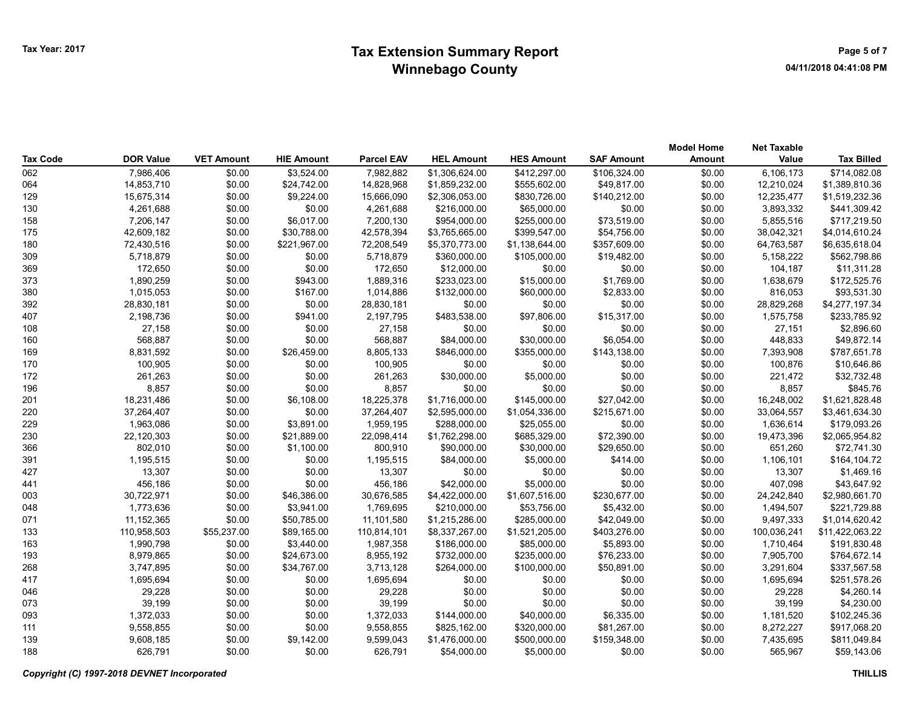# Tax Extension Summary Report
## Winnebago County

Tax Year: 2017

04/11/2018 04:41:08 PM

| Tax Code | DOR Value | VET Amount | HIE Amount | Parcel EAV | HEL Amount | HES Amount | SAF Amount | Model Home Amount | Net Taxable Value | Tax Billed |
|---|---|---|---|---|---|---|---|---|---|---|
| 062 | 7,986,406 | $0.00 | $3,524.00 | 7,982,882 | $1,306,624.00 | $412,297.00 | $106,324.00 | $0.00 | 6,106,173 | $714,082.08 |
| 064 | 14,853,710 | $0.00 | $24,742.00 | 14,828,968 | $1,859,232.00 | $555,602.00 | $49,817.00 | $0.00 | 12,210,024 | $1,389,810.36 |
| 129 | 15,675,314 | $0.00 | $9,224.00 | 15,666,090 | $2,306,053.00 | $830,726.00 | $140,212.00 | $0.00 | 12,235,477 | $1,519,232.36 |
| 130 | 4,261,688 | $0.00 | $0.00 | 4,261,688 | $216,000.00 | $65,000.00 | $0.00 | $0.00 | 3,893,332 | $441,309.42 |
| 158 | 7,206,147 | $0.00 | $6,017.00 | 7,200,130 | $954,000.00 | $255,000.00 | $73,519.00 | $0.00 | 5,855,516 | $717,219.50 |
| 175 | 42,609,182 | $0.00 | $30,788.00 | 42,578,394 | $3,765,665.00 | $399,547.00 | $54,756.00 | $0.00 | 38,042,321 | $4,014,610.24 |
| 180 | 72,430,516 | $0.00 | $221,967.00 | 72,208,549 | $5,370,773.00 | $1,138,644.00 | $357,609.00 | $0.00 | 64,763,587 | $6,635,618.04 |
| 309 | 5,718,879 | $0.00 | $0.00 | 5,718,879 | $360,000.00 | $105,000.00 | $19,482.00 | $0.00 | 5,158,222 | $562,798.86 |
| 369 | 172,650 | $0.00 | $0.00 | 172,650 | $12,000.00 | $0.00 | $0.00 | $0.00 | 104,187 | $11,311.28 |
| 373 | 1,890,259 | $0.00 | $943.00 | 1,889,316 | $233,023.00 | $15,000.00 | $1,769.00 | $0.00 | 1,638,679 | $172,525.76 |
| 380 | 1,015,053 | $0.00 | $167.00 | 1,014,886 | $132,000.00 | $60,000.00 | $2,833.00 | $0.00 | 816,053 | $93,531.30 |
| 392 | 28,830,181 | $0.00 | $0.00 | 28,830,181 | $0.00 | $0.00 | $0.00 | $0.00 | 28,829,268 | $4,277,197.34 |
| 407 | 2,198,736 | $0.00 | $941.00 | 2,197,795 | $483,538.00 | $97,806.00 | $15,317.00 | $0.00 | 1,575,758 | $233,785.92 |
| 108 | 27,158 | $0.00 | $0.00 | 27,158 | $0.00 | $0.00 | $0.00 | $0.00 | 27,151 | $2,896.60 |
| 160 | 568,887 | $0.00 | $0.00 | 568,887 | $84,000.00 | $30,000.00 | $6,054.00 | $0.00 | 448,833 | $49,872.14 |
| 169 | 8,831,592 | $0.00 | $26,459.00 | 8,805,133 | $846,000.00 | $355,000.00 | $143,138.00 | $0.00 | 7,393,908 | $787,651.78 |
| 170 | 100,905 | $0.00 | $0.00 | 100,905 | $0.00 | $0.00 | $0.00 | $0.00 | 100,876 | $10,646.86 |
| 172 | 261,263 | $0.00 | $0.00 | 261,263 | $30,000.00 | $5,000.00 | $0.00 | $0.00 | 221,472 | $32,732.48 |
| 196 | 8,857 | $0.00 | $0.00 | 8,857 | $0.00 | $0.00 | $0.00 | $0.00 | 8,857 | $845.76 |
| 201 | 18,231,486 | $0.00 | $6,108.00 | 18,225,378 | $1,716,000.00 | $145,000.00 | $27,042.00 | $0.00 | 16,248,002 | $1,621,828.48 |
| 220 | 37,264,407 | $0.00 | $0.00 | 37,264,407 | $2,595,000.00 | $1,054,336.00 | $215,671.00 | $0.00 | 33,064,557 | $3,461,634.30 |
| 229 | 1,963,086 | $0.00 | $3,891.00 | 1,959,195 | $288,000.00 | $25,055.00 | $0.00 | $0.00 | 1,636,614 | $179,093.26 |
| 230 | 22,120,303 | $0.00 | $21,889.00 | 22,098,414 | $1,762,298.00 | $685,329.00 | $72,390.00 | $0.00 | 19,473,396 | $2,065,954.82 |
| 366 | 802,010 | $0.00 | $1,100.00 | 800,910 | $90,000.00 | $30,000.00 | $29,650.00 | $0.00 | 651,260 | $72,741.30 |
| 391 | 1,195,515 | $0.00 | $0.00 | 1,195,515 | $84,000.00 | $5,000.00 | $414.00 | $0.00 | 1,106,101 | $164,104.72 |
| 427 | 13,307 | $0.00 | $0.00 | 13,307 | $0.00 | $0.00 | $0.00 | $0.00 | 13,307 | $1,469.16 |
| 441 | 456,186 | $0.00 | $0.00 | 456,186 | $42,000.00 | $5,000.00 | $0.00 | $0.00 | 407,098 | $43,647.92 |
| 003 | 30,722,971 | $0.00 | $46,386.00 | 30,676,585 | $4,422,000.00 | $1,607,516.00 | $230,677.00 | $0.00 | 24,242,840 | $2,980,661.70 |
| 048 | 1,773,636 | $0.00 | $3,941.00 | 1,769,695 | $210,000.00 | $53,756.00 | $5,432.00 | $0.00 | 1,494,507 | $221,729.88 |
| 071 | 11,152,365 | $0.00 | $50,785.00 | 11,101,580 | $1,215,286.00 | $285,000.00 | $42,049.00 | $0.00 | 9,497,333 | $1,014,620.42 |
| 133 | 110,958,503 | $55,237.00 | $89,165.00 | 110,814,101 | $8,337,267.00 | $1,521,205.00 | $403,276.00 | $0.00 | 100,036,241 | $11,422,063.22 |
| 163 | 1,990,798 | $0.00 | $3,440.00 | 1,987,358 | $186,000.00 | $85,000.00 | $5,893.00 | $0.00 | 1,710,464 | $191,830.48 |
| 193 | 8,979,865 | $0.00 | $24,673.00 | 8,955,192 | $732,000.00 | $235,000.00 | $76,233.00 | $0.00 | 7,905,700 | $764,672.14 |
| 268 | 3,747,895 | $0.00 | $34,767.00 | 3,713,128 | $264,000.00 | $100,000.00 | $50,891.00 | $0.00 | 3,291,604 | $337,567.58 |
| 417 | 1,695,694 | $0.00 | $0.00 | 1,695,694 | $0.00 | $0.00 | $0.00 | $0.00 | 1,695,694 | $251,578.26 |
| 046 | 29,228 | $0.00 | $0.00 | 29,228 | $0.00 | $0.00 | $0.00 | $0.00 | 29,228 | $4,260.14 |
| 073 | 39,199 | $0.00 | $0.00 | 39,199 | $0.00 | $0.00 | $0.00 | $0.00 | 39,199 | $4,230.00 |
| 093 | 1,372,033 | $0.00 | $0.00 | 1,372,033 | $144,000.00 | $40,000.00 | $6,335.00 | $0.00 | 1,181,520 | $102,245.36 |
| 111 | 9,558,855 | $0.00 | $0.00 | 9,558,855 | $825,162.00 | $320,000.00 | $81,267.00 | $0.00 | 8,272,227 | $917,068.20 |
| 139 | 9,608,185 | $0.00 | $9,142.00 | 9,599,043 | $1,476,000.00 | $500,000.00 | $159,348.00 | $0.00 | 7,435,695 | $811,049.84 |
| 188 | 626,791 | $0.00 | $0.00 | 626,791 | $54,000.00 | $5,000.00 | $0.00 | $0.00 | 565,967 | $59,143.06 |

*Copyright (C) 1997-2018 DEVNET Incorporated*

THILLIS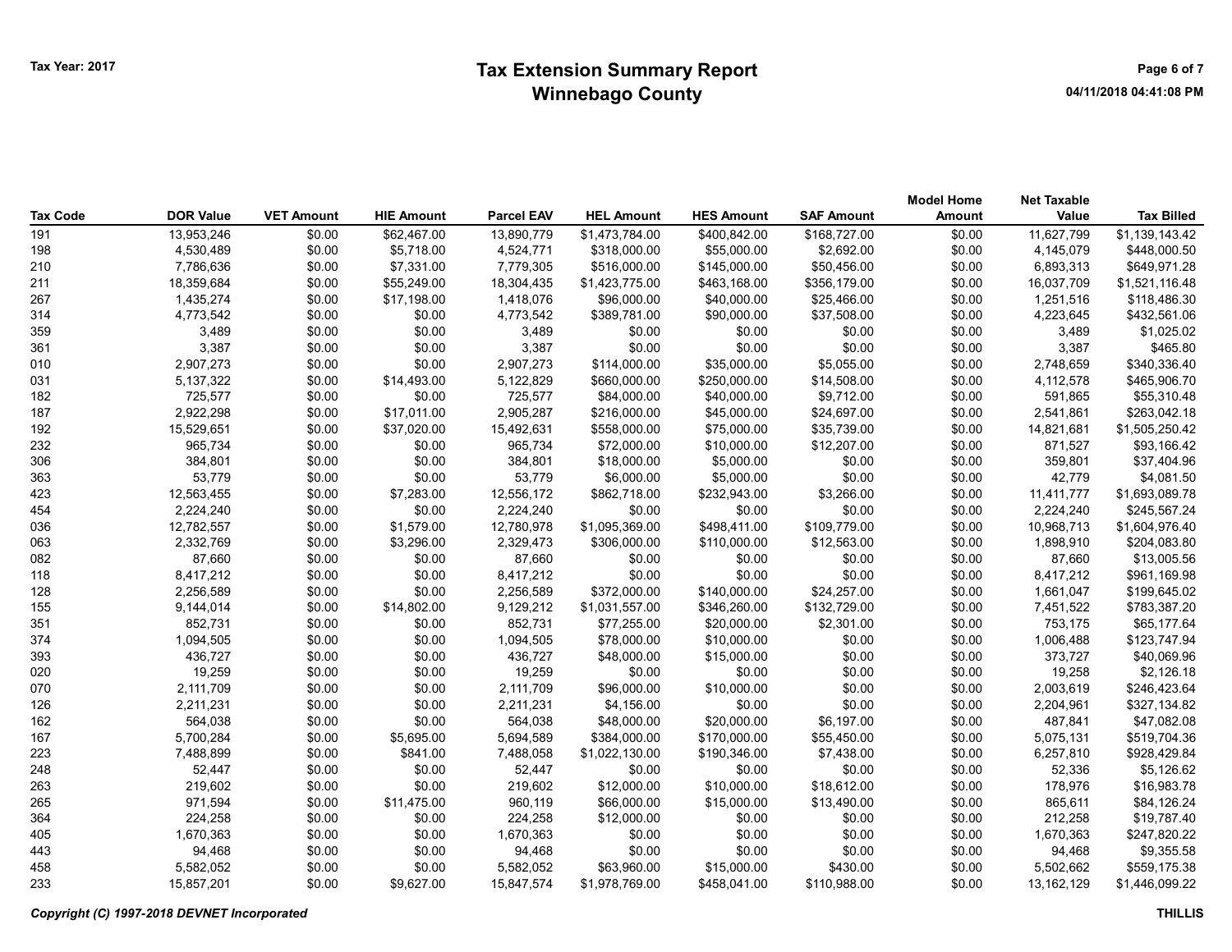# Tax Extension Summary Report
## Winnebago County

Tax Year: 2017

04/11/2018 04:41:08 PM

| Tax Code | DOR Value | VET Amount | HIE Amount | Parcel EAV | HEL Amount | HES Amount | SAF Amount | Model Home Amount | Net Taxable Value | Tax Billed |
|---|---|---|---|---|---|---|---|---|---|---|
| 191 | 13,953,246 | $0.00 | $62,467.00 | 13,890,779 | $1,473,784.00 | $400,842.00 | $168,727.00 | $0.00 | 11,627,799 | $1,139,143.42 |
| 198 | 4,530,489 | $0.00 | $5,718.00 | 4,524,771 | $318,000.00 | $55,000.00 | $2,692.00 | $0.00 | 4,145,079 | $448,000.50 |
| 210 | 7,786,636 | $0.00 | $7,331.00 | 7,779,305 | $516,000.00 | $145,000.00 | $50,456.00 | $0.00 | 6,893,313 | $649,971.28 |
| 211 | 18,359,684 | $0.00 | $55,249.00 | 18,304,435 | $1,423,775.00 | $463,168.00 | $356,179.00 | $0.00 | 16,037,709 | $1,521,116.48 |
| 267 | 1,435,274 | $0.00 | $17,198.00 | 1,418,076 | $96,000.00 | $40,000.00 | $25,466.00 | $0.00 | 1,251,516 | $118,486.30 |
| 314 | 4,773,542 | $0.00 | $0.00 | 4,773,542 | $389,781.00 | $90,000.00 | $37,508.00 | $0.00 | 4,223,645 | $432,561.06 |
| 359 | 3,489 | $0.00 | $0.00 | 3,489 | $0.00 | $0.00 | $0.00 | $0.00 | 3,489 | $1,025.02 |
| 361 | 3,387 | $0.00 | $0.00 | 3,387 | $0.00 | $0.00 | $0.00 | $0.00 | 3,387 | $465.80 |
| 010 | 2,907,273 | $0.00 | $0.00 | 2,907,273 | $114,000.00 | $35,000.00 | $5,055.00 | $0.00 | 2,748,659 | $340,336.40 |
| 031 | 5,137,322 | $0.00 | $14,493.00 | 5,122,829 | $660,000.00 | $250,000.00 | $14,508.00 | $0.00 | 4,112,578 | $465,906.70 |
| 182 | 725,577 | $0.00 | $0.00 | 725,577 | $84,000.00 | $40,000.00 | $9,712.00 | $0.00 | 591,865 | $55,310.48 |
| 187 | 2,922,298 | $0.00 | $17,011.00 | 2,905,287 | $216,000.00 | $45,000.00 | $24,697.00 | $0.00 | 2,541,861 | $263,042.18 |
| 192 | 15,529,651 | $0.00 | $37,020.00 | 15,492,631 | $558,000.00 | $75,000.00 | $35,739.00 | $0.00 | 14,821,681 | $1,505,250.42 |
| 232 | 965,734 | $0.00 | $0.00 | 965,734 | $72,000.00 | $10,000.00 | $12,207.00 | $0.00 | 871,527 | $93,166.42 |
| 306 | 384,801 | $0.00 | $0.00 | 384,801 | $18,000.00 | $5,000.00 | $0.00 | $0.00 | 359,801 | $37,404.96 |
| 363 | 53,779 | $0.00 | $0.00 | 53,779 | $6,000.00 | $5,000.00 | $0.00 | $0.00 | 42,779 | $4,081.50 |
| 423 | 12,563,455 | $0.00 | $7,283.00 | 12,556,172 | $862,718.00 | $232,943.00 | $3,266.00 | $0.00 | 11,411,777 | $1,693,089.78 |
| 454 | 2,224,240 | $0.00 | $0.00 | 2,224,240 | $0.00 | $0.00 | $0.00 | $0.00 | 2,224,240 | $245,567.24 |
| 036 | 12,782,557 | $0.00 | $1,579.00 | 12,780,978 | $1,095,369.00 | $498,411.00 | $109,779.00 | $0.00 | 10,968,713 | $1,604,976.40 |
| 063 | 2,332,769 | $0.00 | $3,296.00 | 2,329,473 | $306,000.00 | $110,000.00 | $12,563.00 | $0.00 | 1,898,910 | $204,083.80 |
| 082 | 87,660 | $0.00 | $0.00 | 87,660 | $0.00 | $0.00 | $0.00 | $0.00 | 87,660 | $13,005.56 |
| 118 | 8,417,212 | $0.00 | $0.00 | 8,417,212 | $0.00 | $0.00 | $0.00 | $0.00 | 8,417,212 | $961,169.98 |
| 128 | 2,256,589 | $0.00 | $0.00 | 2,256,589 | $372,000.00 | $140,000.00 | $24,257.00 | $0.00 | 1,661,047 | $199,645.02 |
| 155 | 9,144,014 | $0.00 | $14,802.00 | 9,129,212 | $1,031,557.00 | $346,260.00 | $132,729.00 | $0.00 | 7,451,522 | $783,387.20 |
| 351 | 852,731 | $0.00 | $0.00 | 852,731 | $77,255.00 | $20,000.00 | $2,301.00 | $0.00 | 753,175 | $65,177.64 |
| 374 | 1,094,505 | $0.00 | $0.00 | 1,094,505 | $78,000.00 | $10,000.00 | $0.00 | $0.00 | 1,006,488 | $123,747.94 |
| 393 | 436,727 | $0.00 | $0.00 | 436,727 | $48,000.00 | $15,000.00 | $0.00 | $0.00 | 373,727 | $40,069.96 |
| 020 | 19,259 | $0.00 | $0.00 | 19,259 | $0.00 | $0.00 | $0.00 | $0.00 | 19,258 | $2,126.18 |
| 070 | 2,111,709 | $0.00 | $0.00 | 2,111,709 | $96,000.00 | $10,000.00 | $0.00 | $0.00 | 2,003,619 | $246,423.64 |
| 126 | 2,211,231 | $0.00 | $0.00 | 2,211,231 | $4,156.00 | $0.00 | $0.00 | $0.00 | 2,204,961 | $327,134.82 |
| 162 | 564,038 | $0.00 | $0.00 | 564,038 | $48,000.00 | $20,000.00 | $6,197.00 | $0.00 | 487,841 | $47,082.08 |
| 167 | 5,700,284 | $0.00 | $5,695.00 | 5,694,589 | $384,000.00 | $170,000.00 | $55,450.00 | $0.00 | 5,075,131 | $519,704.36 |
| 223 | 7,488,899 | $0.00 | $841.00 | 7,488,058 | $1,022,130.00 | $190,346.00 | $7,438.00 | $0.00 | 6,257,810 | $928,429.84 |
| 248 | 52,447 | $0.00 | $0.00 | 52,447 | $0.00 | $0.00 | $0.00 | $0.00 | 52,336 | $5,126.62 |
| 263 | 219,602 | $0.00 | $0.00 | 219,602 | $12,000.00 | $10,000.00 | $18,612.00 | $0.00 | 178,976 | $16,983.78 |
| 265 | 971,594 | $0.00 | $11,475.00 | 960,119 | $66,000.00 | $15,000.00 | $13,490.00 | $0.00 | 865,611 | $84,126.24 |
| 364 | 224,258 | $0.00 | $0.00 | 224,258 | $12,000.00 | $0.00 | $0.00 | $0.00 | 212,258 | $19,787.40 |
| 405 | 1,670,363 | $0.00 | $0.00 | 1,670,363 | $0.00 | $0.00 | $0.00 | $0.00 | 1,670,363 | $247,820.22 |
| 443 | 94,468 | $0.00 | $0.00 | 94,468 | $0.00 | $0.00 | $0.00 | $0.00 | 94,468 | $9,355.58 |
| 458 | 5,582,052 | $0.00 | $0.00 | 5,582,052 | $63,960.00 | $15,000.00 | $430.00 | $0.00 | 5,502,662 | $559,175.38 |
| 233 | 15,857,201 | $0.00 | $9,627.00 | 15,847,574 | $1,978,769.00 | $458,041.00 | $110,988.00 | $0.00 | 13,162,129 | $1,446,099.22 |

*Copyright (C) 1997-2018 DEVNET Incorporated*

THILLIS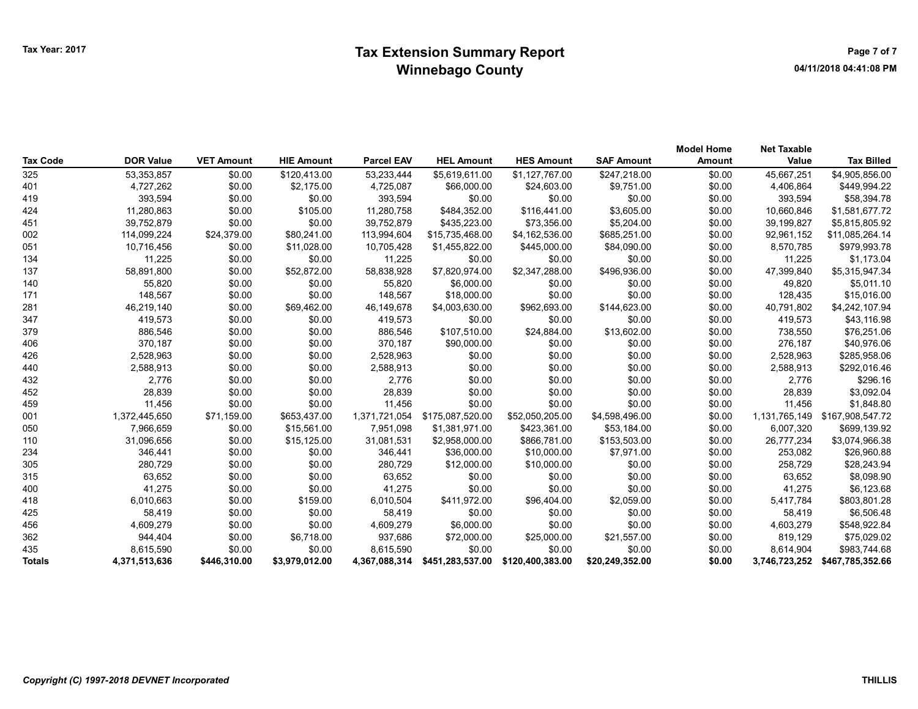Tax Year: 2017

# Tax Extension Summary Report
## Winnebago County

04/11/2018 04:41:08 PM

| Tax Code | DOR Value | VET Amount | HIE Amount | Parcel EAV | HEL Amount | HES Amount | SAF Amount | Model Home Amount | Net Taxable Value | Tax Billed |
|---|---|---|---|---|---|---|---|---|---|---|
| 325 | 53,353,857 | $0.00 | $120,413.00 | 53,233,444 | $5,619,611.00 | $1,127,767.00 | $247,218.00 | $0.00 | 45,667,251 | $4,905,856.00 |
| 401 | 4,727,262 | $0.00 | $2,175.00 | 4,725,087 | $66,000.00 | $24,603.00 | $9,751.00 | $0.00 | 4,406,864 | $449,994.22 |
| 419 | 393,594 | $0.00 | $0.00 | 393,594 | $0.00 | $0.00 | $0.00 | $0.00 | 393,594 | $58,394.78 |
| 424 | 11,280,863 | $0.00 | $105.00 | 11,280,758 | $484,352.00 | $116,441.00 | $3,605.00 | $0.00 | 10,660,846 | $1,581,677.72 |
| 451 | 39,752,879 | $0.00 | $0.00 | 39,752,879 | $435,223.00 | $73,356.00 | $5,204.00 | $0.00 | 39,199,827 | $5,815,805.92 |
| 002 | 114,099,224 | $24,379.00 | $80,241.00 | 113,994,604 | $15,735,468.00 | $4,162,536.00 | $685,251.00 | $0.00 | 92,961,152 | $11,085,264.14 |
| 051 | 10,716,456 | $0.00 | $11,028.00 | 10,705,428 | $1,455,822.00 | $445,000.00 | $84,090.00 | $0.00 | 8,570,785 | $979,993.78 |
| 134 | 11,225 | $0.00 | $0.00 | 11,225 | $0.00 | $0.00 | $0.00 | $0.00 | 11,225 | $1,173.04 |
| 137 | 58,891,800 | $0.00 | $52,872.00 | 58,838,928 | $7,820,974.00 | $2,347,288.00 | $496,936.00 | $0.00 | 47,399,840 | $5,315,947.34 |
| 140 | 55,820 | $0.00 | $0.00 | 55,820 | $6,000.00 | $0.00 | $0.00 | $0.00 | 49,820 | $5,011.10 |
| 171 | 148,567 | $0.00 | $0.00 | 148,567 | $18,000.00 | $0.00 | $0.00 | $0.00 | 128,435 | $15,016.00 |
| 281 | 46,219,140 | $0.00 | $69,462.00 | 46,149,678 | $4,003,630.00 | $962,693.00 | $144,623.00 | $0.00 | 40,791,802 | $4,242,107.94 |
| 347 | 419,573 | $0.00 | $0.00 | 419,573 | $0.00 | $0.00 | $0.00 | $0.00 | 419,573 | $43,116.98 |
| 379 | 886,546 | $0.00 | $0.00 | 886,546 | $107,510.00 | $24,884.00 | $13,602.00 | $0.00 | 738,550 | $76,251.06 |
| 406 | 370,187 | $0.00 | $0.00 | 370,187 | $90,000.00 | $0.00 | $0.00 | $0.00 | 276,187 | $40,976.06 |
| 426 | 2,528,963 | $0.00 | $0.00 | 2,528,963 | $0.00 | $0.00 | $0.00 | $0.00 | 2,528,963 | $285,958.06 |
| 440 | 2,588,913 | $0.00 | $0.00 | 2,588,913 | $0.00 | $0.00 | $0.00 | $0.00 | 2,588,913 | $292,016.46 |
| 432 | 2,776 | $0.00 | $0.00 | 2,776 | $0.00 | $0.00 | $0.00 | $0.00 | 2,776 | $296.16 |
| 452 | 28,839 | $0.00 | $0.00 | 28,839 | $0.00 | $0.00 | $0.00 | $0.00 | 28,839 | $3,092.04 |
| 459 | 11,456 | $0.00 | $0.00 | 11,456 | $0.00 | $0.00 | $0.00 | $0.00 | 11,456 | $1,848.80 |
| 001 | 1,372,445,650 | $71,159.00 | $653,437.00 | 1,371,721,054 | $175,087,520.00 | $52,050,205.00 | $4,598,496.00 | $0.00 | 1,131,765,149 | $167,908,547.72 |
| 050 | 7,966,659 | $0.00 | $15,561.00 | 7,951,098 | $1,381,971.00 | $423,361.00 | $53,184.00 | $0.00 | 6,007,320 | $699,139.92 |
| 110 | 31,096,656 | $0.00 | $15,125.00 | 31,081,531 | $2,958,000.00 | $866,781.00 | $153,503.00 | $0.00 | 26,777,234 | $3,074,966.38 |
| 234 | 346,441 | $0.00 | $0.00 | 346,441 | $36,000.00 | $10,000.00 | $7,971.00 | $0.00 | 253,082 | $26,960.88 |
| 305 | 280,729 | $0.00 | $0.00 | 280,729 | $12,000.00 | $10,000.00 | $0.00 | $0.00 | 258,729 | $28,243.94 |
| 315 | 63,652 | $0.00 | $0.00 | 63,652 | $0.00 | $0.00 | $0.00 | $0.00 | 63,652 | $8,098.90 |
| 400 | 41,275 | $0.00 | $0.00 | 41,275 | $0.00 | $0.00 | $0.00 | $0.00 | 41,275 | $6,123.68 |
| 418 | 6,010,663 | $0.00 | $159.00 | 6,010,504 | $411,972.00 | $96,404.00 | $2,059.00 | $0.00 | 5,417,784 | $803,801.28 |
| 425 | 58,419 | $0.00 | $0.00 | 58,419 | $0.00 | $0.00 | $0.00 | $0.00 | 58,419 | $6,506.48 |
| 456 | 4,609,279 | $0.00 | $0.00 | 4,609,279 | $6,000.00 | $0.00 | $0.00 | $0.00 | 4,603,279 | $548,922.84 |
| 362 | 944,404 | $0.00 | $6,718.00 | 937,686 | $72,000.00 | $25,000.00 | $21,557.00 | $0.00 | 819,129 | $75,029.02 |
| 435 | 8,615,590 | $0.00 | $0.00 | 8,615,590 | $0.00 | $0.00 | $0.00 | $0.00 | 8,614,904 | $983,744.68 |
| **Totals** | **4,371,513,636** | **$446,310.00** | **$3,979,012.00** | **4,367,088,314** | **$451,283,537.00** | **$120,400,383.00** | **$20,249,352.00** | **$0.00** | **3,746,723,252** | **$467,785,352.66** |

*Copyright (C) 1997-2018 DEVNET Incorporated*

THILLIS